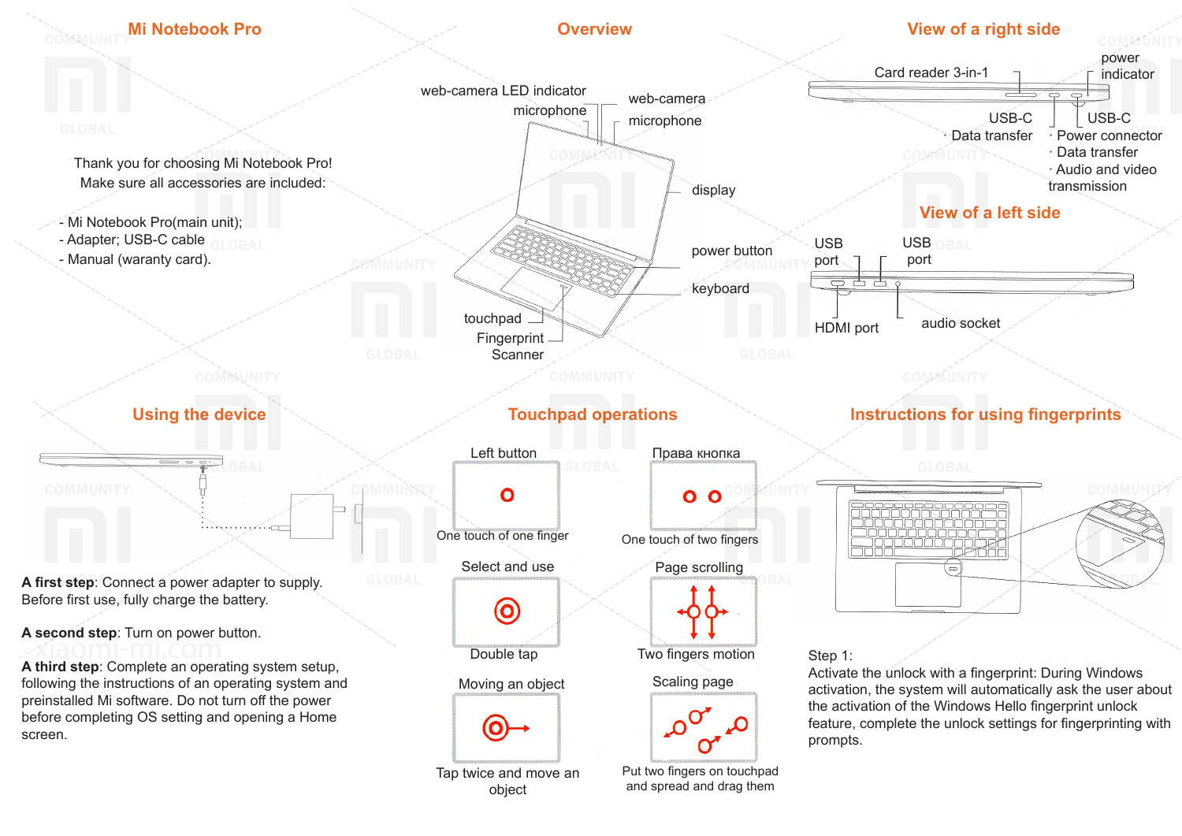## Mi Notebook Pro

Thank you for choosing Mi Notebook Pro!
Make sure all accessories are included:

- Mi Notebook Pro(main unit);
- Adapter; USB-C cable
- Manual (waranty card).

## Overview

web-camera LED indicator
microphone
web-camera
microphone
display
power button
keyboard
touchpad
Fingerprint Scanner

## View of a right side

Card reader 3-in-1
power indicator
USB-C
· Data transfer
USB-C
· Power connector
· Data transfer
· Audio and video transmission

## View of a left side

USB port
USB port
HDMI port
audio socket

## Using the device

**A first step**: Connect a power adapter to supply. Before first use, fully charge the battery.

**A second step**: Turn on power button.

**A third step**: Complete an operating system setup, following the instructions of an operating system and preinstalled Mi software. Do not turn off the power before completing OS setting and opening a Home screen.

## Touchpad operations

Left button
One touch of one finger

Права кнопка
One touch of two fingers

Select and use
Double tap

Page scrolling
Two fingers motion

Moving an object
Tap twice and move an object

Scaling page
Put two fingers on touchpad and spread and drag them

## Instructions for using fingerprints

Step 1:
Activate the unlock with a fingerprint: During Windows activation, the system will automatically ask the user about the activation of the Windows Hello fingerprint unlock feature, complete the unlock settings for fingerprinting with prompts.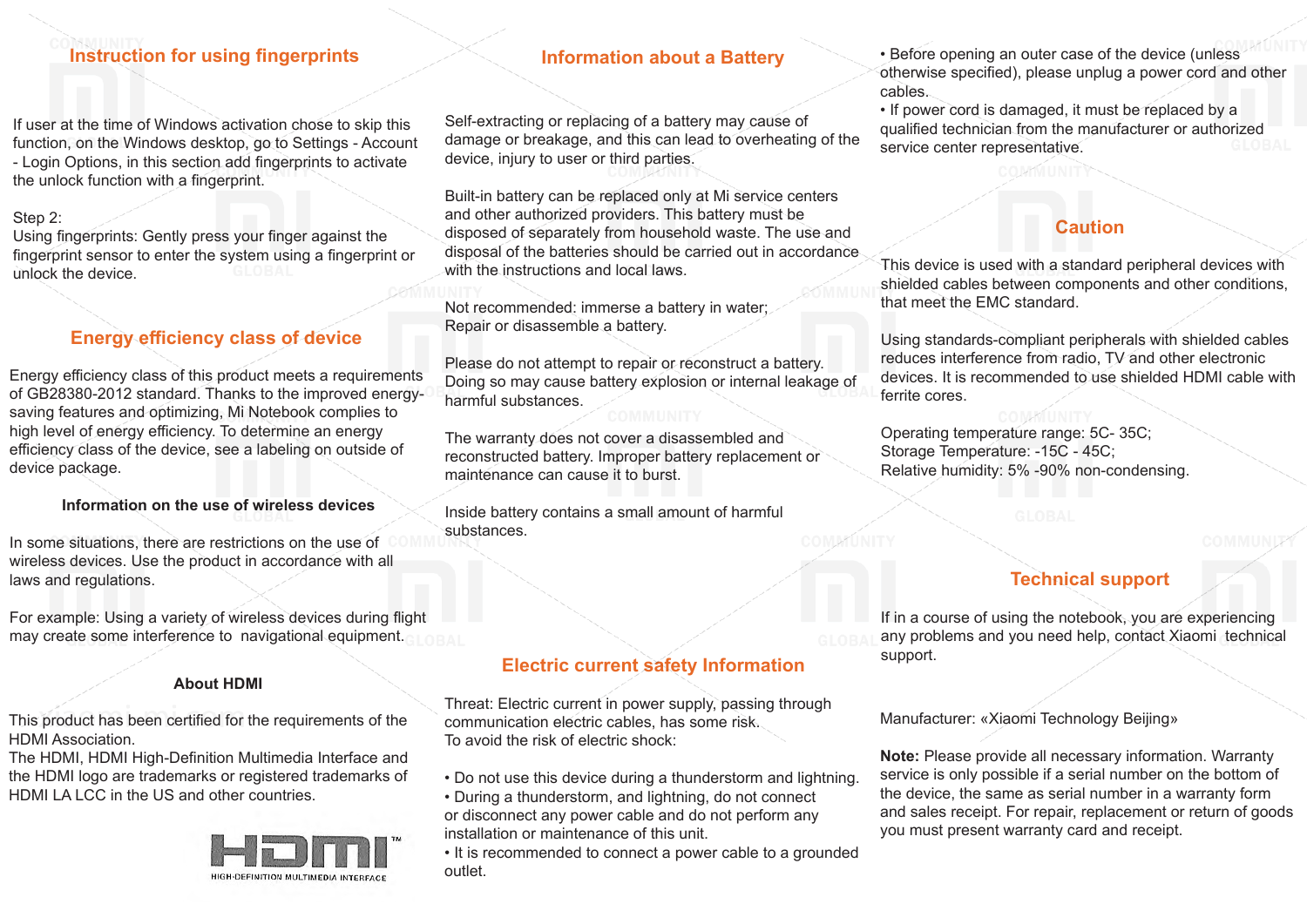## Instruction for using fingerprints

If user at the time of Windows activation chose to skip this function, on the Windows desktop, go to Settings - Account - Login Options, in this section add fingerprints to activate the unlock function with a fingerprint.

Step 2:
Using fingerprints: Gently press your finger against the fingerprint sensor to enter the system using a fingerprint or unlock the device.

## Energy efficiency class of device

Energy efficiency class of this product meets a requirements of GB28380-2012 standard. Thanks to the improved energy-saving features and optimizing, Mi Notebook complies to high level of energy efficiency. To determine an energy efficiency class of the device, see a labeling on outside of device package.

### Information on the use of wireless devices

In some situations, there are restrictions on the use of wireless devices. Use the product in accordance with all laws and regulations.

For example: Using a variety of wireless devices during flight may create some interference to navigational equipment.

### About HDMI

This product has been certified for the requirements of the HDMI Association.
The HDMI, HDMI High-Definition Multimedia Interface and the HDMI logo are trademarks or registered trademarks of HDMI LA LCC in the US and other countries.

HDMI™
HIGH-DEFINITION MULTIMEDIA INTERFACE

## Information about a Battery

Self-extracting or replacing of a battery may cause of damage or breakage, and this can lead to overheating of the device, injury to user or third parties.

Built-in battery can be replaced only at Mi service centers and other authorized providers. This battery must be disposed of separately from household waste. The use and disposal of the batteries should be carried out in accordance with the instructions and local laws.

Not recommended: immerse a battery in water;
Repair or disassemble a battery.

Please do not attempt to repair or reconstruct a battery. Doing so may cause battery explosion or internal leakage of harmful substances.

The warranty does not cover a disassembled and reconstructed battery. Improper battery replacement or maintenance can cause it to burst.

Inside battery contains a small amount of harmful substances.

## Electric current safety Information

Threat: Electric current in power supply, passing through communication electric cables, has some risk.
To avoid the risk of electric shock:

- Do not use this device during a thunderstorm and lightning.
- During a thunderstorm, and lightning, do not connect or disconnect any power cable and do not perform any installation or maintenance of this unit.
- It is recommended to connect a power cable to a grounded outlet.
- Before opening an outer case of the device (unless otherwise specified), please unplug a power cord and other cables.
- If power cord is damaged, it must be replaced by a qualified technician from the manufacturer or authorized service center representative.

## Caution

This device is used with a standard peripheral devices with shielded cables between components and other conditions, that meet the EMC standard.

Using standards-compliant peripherals with shielded cables reduces interference from radio, TV and other electronic devices. It is recommended to use shielded HDMI cable with ferrite cores.

Operating temperature range: 5C- 35C;
Storage Temperature: -15C - 45C;
Relative humidity: 5% -90% non-condensing.

## Technical support

If in a course of using the notebook, you are experiencing any problems and you need help, contact Xiaomi technical support.

Manufacturer: «Xiaomi Technology Beijing»

**Note:** Please provide all necessary information. Warranty service is only possible if a serial number on the bottom of the device, the same as serial number in a warranty form and sales receipt. For repair, replacement or return of goods you must present warranty card and receipt.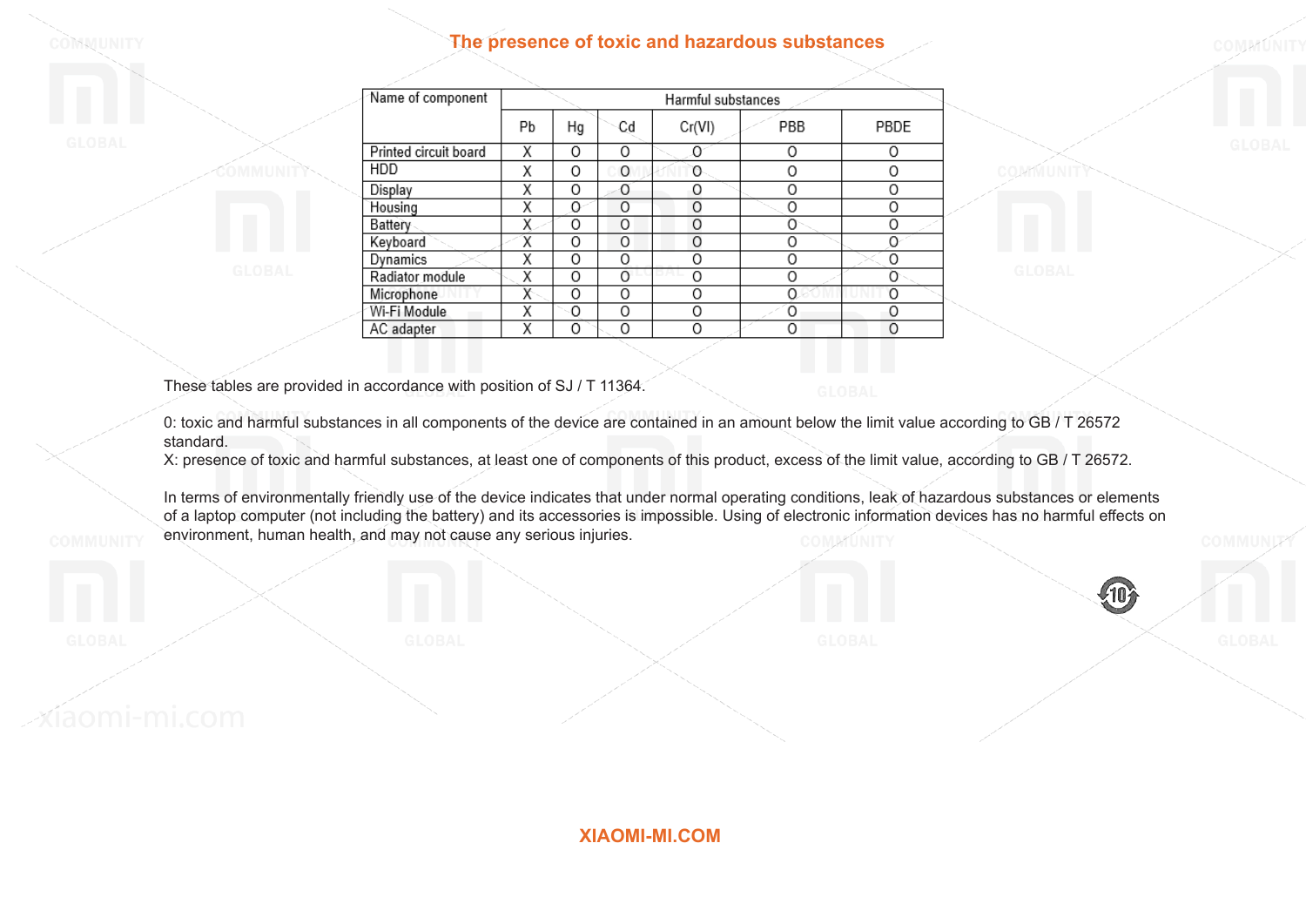## The presence of toxic and hazardous substances

| Name of component | Harmful substances | | | | | |
|---|---|---|---|---|---|---|
| | Pb | Hg | Cd | Cr(VI) | PBB | PBDE |
| Printed circuit board | X | O | O | O | O | O |
| HDD | X | O | O | O | O | O |
| Display | X | O | O | O | O | O |
| Housing | X | O | O | O | O | O |
| Battery | X | O | O | O | O | O |
| Keyboard | X | O | O | O | O | O |
| Dynamics | X | O | O | O | O | O |
| Radiator module | X | O | O | O | O | O |
| Microphone | X | O | O | O | O | O |
| Wi-Fi Module | X | O | O | O | O | O |
| AC adapter | X | O | O | O | O | O |

These tables are provided in accordance with position of SJ / T 11364.

0: toxic and harmful substances in all components of the device are contained in an amount below the limit value according to GB / T 26572 standard.
X: presence of toxic and harmful substances, at least one of components of this product, excess of the limit value, according to GB / T 26572.

In terms of environmentally friendly use of the device indicates that under normal operating conditions, leak of hazardous substances or elements of a laptop computer (not including the battery) and its accessories is impossible. Using of electronic information devices has no harmful effects on environment, human health, and may not cause any serious injuries.